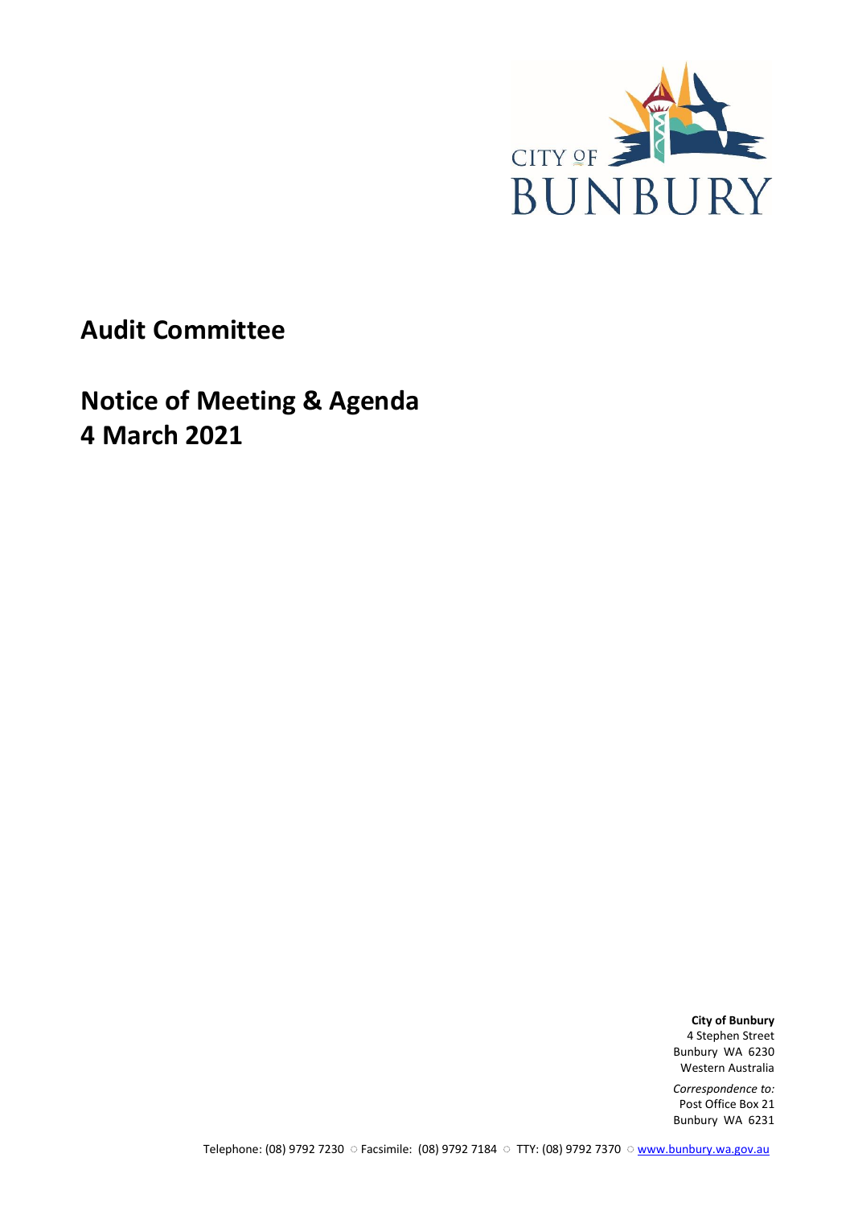CITY OF BUNBURY

# Audit Committee

# Notice of Meeting & Agenda
# 4 March 2021

**City of Bunbury**
4 Stephen Street
Bunbury WA 6230
Western Australia

*Correspondence to:*
Post Office Box 21
Bunbury WA 6231

Telephone: (08) 9792 7230 ○ Facsimile: (08) 9792 7184 ○ TTY: (08) 9792 7370 ○ www.bunbury.wa.gov.au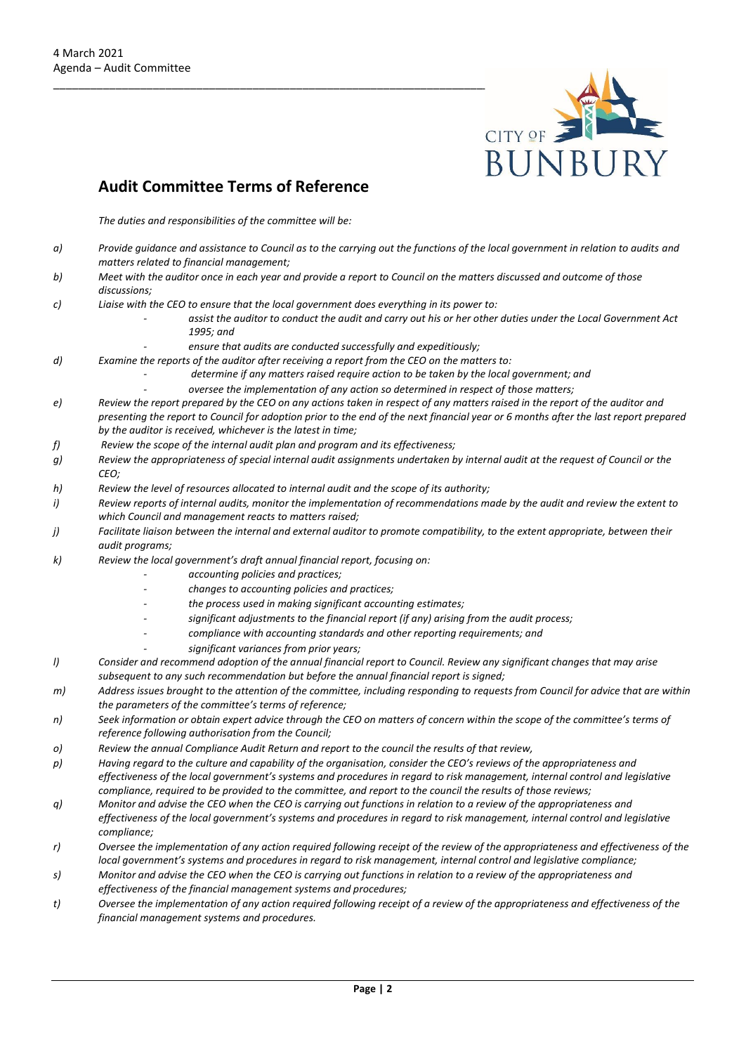## Audit Committee Terms of Reference

*The duties and responsibilities of the committee will be:*

a) *Provide guidance and assistance to Council as to the carrying out the functions of the local government in relation to audits and matters related to financial management;*

b) *Meet with the auditor once in each year and provide a report to Council on the matters discussed and outcome of those discussions;*

c) *Liaise with the CEO to ensure that the local government does everything in its power to:*
   - *assist the auditor to conduct the audit and carry out his or her other duties under the Local Government Act 1995; and*
   - *ensure that audits are conducted successfully and expeditiously;*

d) *Examine the reports of the auditor after receiving a report from the CEO on the matters to:*
   - *determine if any matters raised require action to be taken by the local government; and*
   - *oversee the implementation of any action so determined in respect of those matters;*

e) *Review the report prepared by the CEO on any actions taken in respect of any matters raised in the report of the auditor and presenting the report to Council for adoption prior to the end of the next financial year or 6 months after the last report prepared by the auditor is received, whichever is the latest in time;*

f) *Review the scope of the internal audit plan and program and its effectiveness;*

g) *Review the appropriateness of special internal audit assignments undertaken by internal audit at the request of Council or the CEO;*

h) *Review the level of resources allocated to internal audit and the scope of its authority;*

i) *Review reports of internal audits, monitor the implementation of recommendations made by the audit and review the extent to which Council and management reacts to matters raised;*

j) *Facilitate liaison between the internal and external auditor to promote compatibility, to the extent appropriate, between their audit programs;*

k) *Review the local government's draft annual financial report, focusing on:*
   - *accounting policies and practices;*
   - *changes to accounting policies and practices;*
   - *the process used in making significant accounting estimates;*
   - *significant adjustments to the financial report (if any) arising from the audit process;*
   - *compliance with accounting standards and other reporting requirements; and*
   - *significant variances from prior years;*

l) *Consider and recommend adoption of the annual financial report to Council. Review any significant changes that may arise subsequent to any such recommendation but before the annual financial report is signed;*

m) *Address issues brought to the attention of the committee, including responding to requests from Council for advice that are within the parameters of the committee's terms of reference;*

n) *Seek information or obtain expert advice through the CEO on matters of concern within the scope of the committee's terms of reference following authorisation from the Council;*

o) *Review the annual Compliance Audit Return and report to the council the results of that review,*

p) *Having regard to the culture and capability of the organisation, consider the CEO's reviews of the appropriateness and effectiveness of the local government's systems and procedures in regard to risk management, internal control and legislative compliance, required to be provided to the committee, and report to the council the results of those reviews;*

q) *Monitor and advise the CEO when the CEO is carrying out functions in relation to a review of the appropriateness and effectiveness of the local government's systems and procedures in regard to risk management, internal control and legislative compliance;*

r) *Oversee the implementation of any action required following receipt of the review of the appropriateness and effectiveness of the local government's systems and procedures in regard to risk management, internal control and legislative compliance;*

s) *Monitor and advise the CEO when the CEO is carrying out functions in relation to a review of the appropriateness and effectiveness of the financial management systems and procedures;*

t) *Oversee the implementation of any action required following receipt of a review of the appropriateness and effectiveness of the financial management systems and procedures.*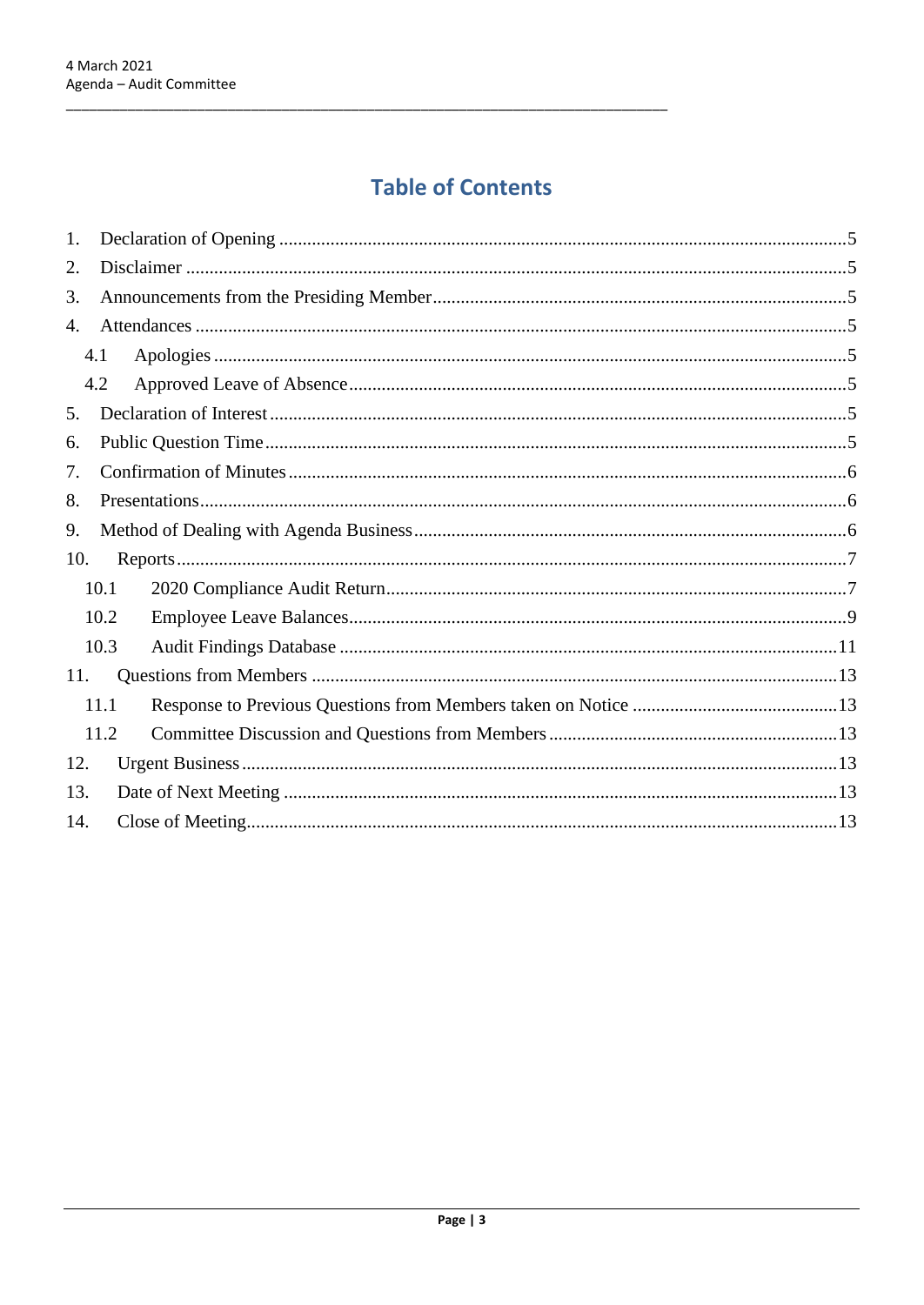# Table of Contents

1. Declaration of Opening .....5
2. Disclaimer .....5
3. Announcements from the Presiding Member .....5
4. Attendances .....5
   - 4.1 Apologies .....5
   - 4.2 Approved Leave of Absence .....5
5. Declaration of Interest .....5
6. Public Question Time .....5
7. Confirmation of Minutes .....6
8. Presentations .....6
9. Method of Dealing with Agenda Business .....6
10. Reports .....7
    - 10.1 2020 Compliance Audit Return .....7
    - 10.2 Employee Leave Balances .....9
    - 10.3 Audit Findings Database .....11
11. Questions from Members .....13
    - 11.1 Response to Previous Questions from Members taken on Notice .....13
    - 11.2 Committee Discussion and Questions from Members .....13
12. Urgent Business .....13
13. Date of Next Meeting .....13
14. Close of Meeting .....13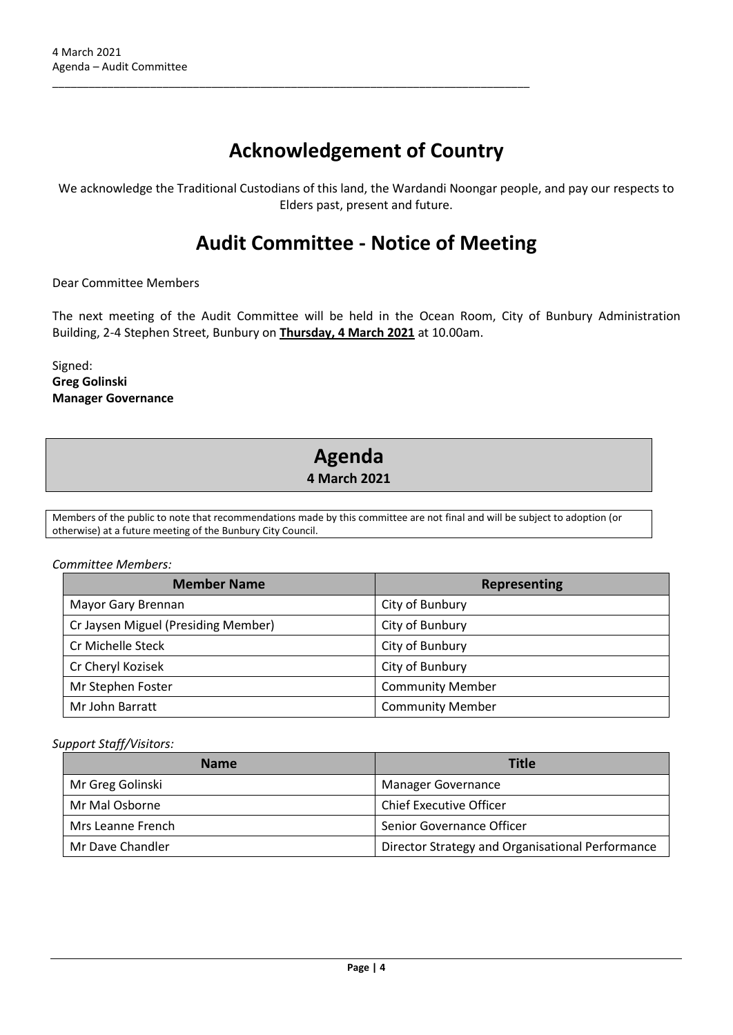# Acknowledgement of Country

We acknowledge the Traditional Custodians of this land, the Wardandi Noongar people, and pay our respects to Elders past, present and future.

# Audit Committee - Notice of Meeting

Dear Committee Members

The next meeting of the Audit Committee will be held in the Ocean Room, City of Bunbury Administration Building, 2-4 Stephen Street, Bunbury on **Thursday, 4 March 2021** at 10.00am.

Signed:
**Greg Golinski**
**Manager Governance**

## Agenda
**4 March 2021**

Members of the public to note that recommendations made by this committee are not final and will be subject to adoption (or otherwise) at a future meeting of the Bunbury City Council.

*Committee Members:*

| Member Name | Representing |
|---|---|
| Mayor Gary Brennan | City of Bunbury |
| Cr Jaysen Miguel (Presiding Member) | City of Bunbury |
| Cr Michelle Steck | City of Bunbury |
| Cr Cheryl Kozisek | City of Bunbury |
| Mr Stephen Foster | Community Member |
| Mr John Barratt | Community Member |

*Support Staff/Visitors:*

| Name | Title |
|---|---|
| Mr Greg Golinski | Manager Governance |
| Mr Mal Osborne | Chief Executive Officer |
| Mrs Leanne French | Senior Governance Officer |
| Mr Dave Chandler | Director Strategy and Organisational Performance |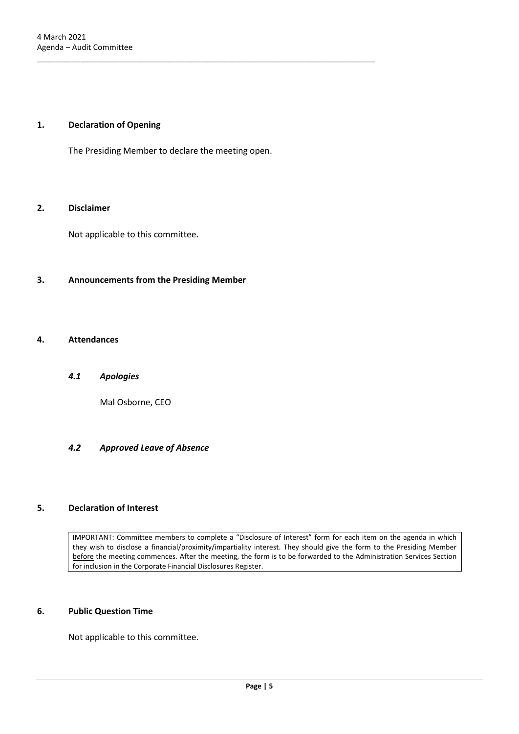## 1. Declaration of Opening

The Presiding Member to declare the meeting open.

## 2. Disclaimer

Not applicable to this committee.

## 3. Announcements from the Presiding Member

## 4. Attendances

### *4.1 Apologies*

Mal Osborne, CEO

### *4.2 Approved Leave of Absence*

## 5. Declaration of Interest

IMPORTANT: Committee members to complete a "Disclosure of Interest" form for each item on the agenda in which they wish to disclose a financial/proximity/impartiality interest. They should give the form to the Presiding Member before the meeting commences. After the meeting, the form is to be forwarded to the Administration Services Section for inclusion in the Corporate Financial Disclosures Register.

## 6. Public Question Time

Not applicable to this committee.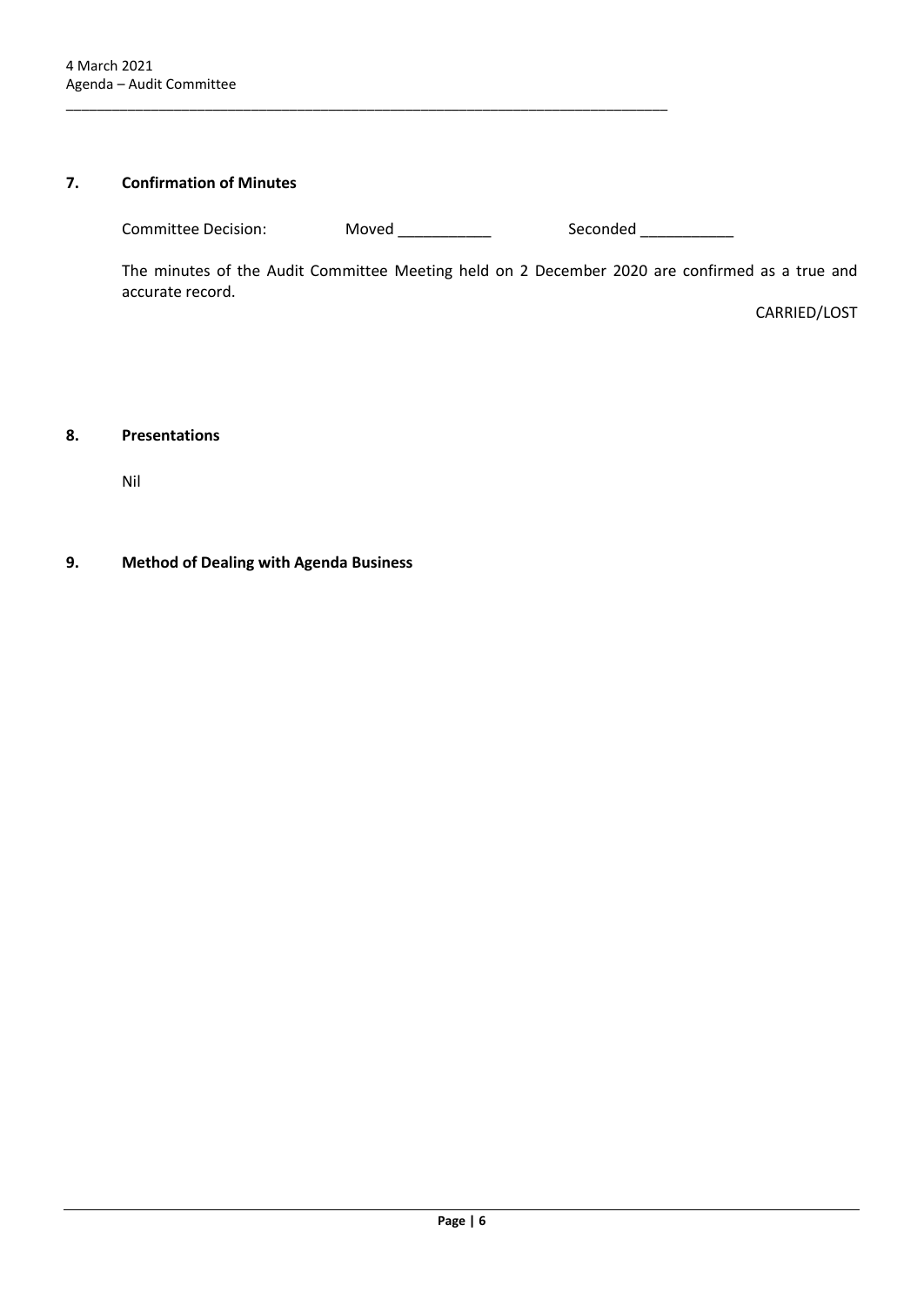## 7. Confirmation of Minutes

Committee Decision: Moved ___________ Seconded ___________

The minutes of the Audit Committee Meeting held on 2 December 2020 are confirmed as a true and accurate record.

CARRIED/LOST

## 8. Presentations

Nil

## 9. Method of Dealing with Agenda Business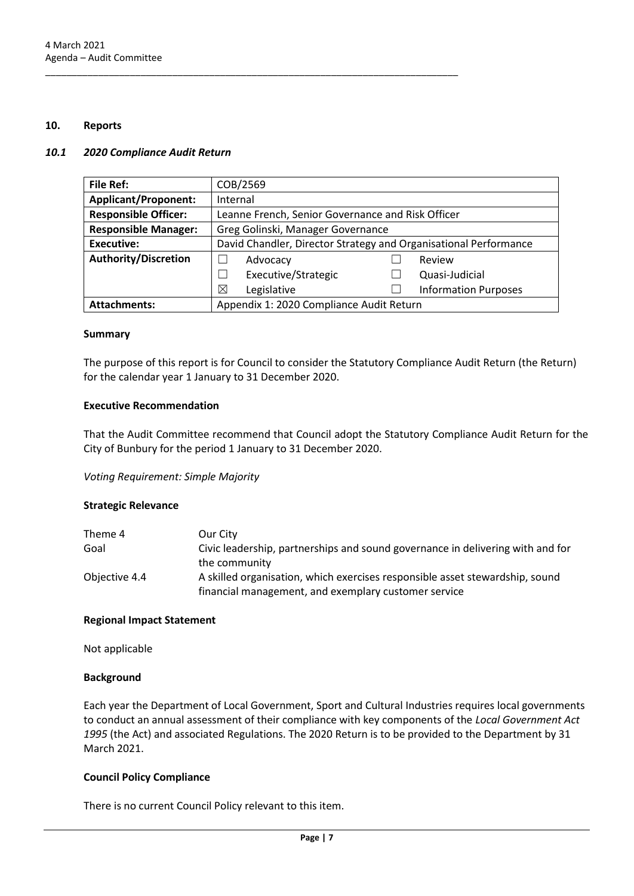## 10. Reports

### *10.1 2020 Compliance Audit Return*

| **File Ref:** | COB/2569 | | | |
|---|---|---|---|---|
| **Applicant/Proponent:** | Internal | | | |
| **Responsible Officer:** | Leanne French, Senior Governance and Risk Officer | | | |
| **Responsible Manager:** | Greg Golinski, Manager Governance | | | |
| **Executive:** | David Chandler, Director Strategy and Organisational Performance | | | |
| **Authority/Discretion** | ☐ | Advocacy | ☐ | Review |
| | ☐ | Executive/Strategic | ☐ | Quasi-Judicial |
| | ☒ | Legislative | ☐ | Information Purposes |
| **Attachments:** | Appendix 1: 2020 Compliance Audit Return | | | |

#### Summary

The purpose of this report is for Council to consider the Statutory Compliance Audit Return (the Return) for the calendar year 1 January to 31 December 2020.

#### Executive Recommendation

That the Audit Committee recommend that Council adopt the Statutory Compliance Audit Return for the City of Bunbury for the period 1 January to 31 December 2020.

*Voting Requirement: Simple Majority*

#### Strategic Relevance

| | |
|---|---|
| Theme 4 | Our City |
| Goal | Civic leadership, partnerships and sound governance in delivering with and for the community |
| Objective 4.4 | A skilled organisation, which exercises responsible asset stewardship, sound financial management, and exemplary customer service |

#### Regional Impact Statement

Not applicable

#### Background

Each year the Department of Local Government, Sport and Cultural Industries requires local governments to conduct an annual assessment of their compliance with key components of the *Local Government Act 1995* (the Act) and associated Regulations. The 2020 Return is to be provided to the Department by 31 March 2021.

#### Council Policy Compliance

There is no current Council Policy relevant to this item.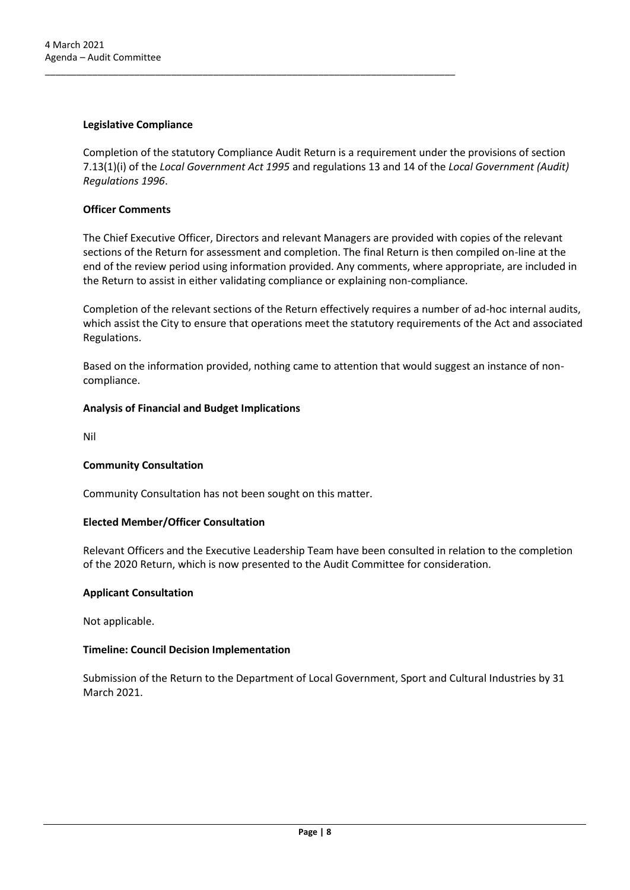**Legislative Compliance**

Completion of the statutory Compliance Audit Return is a requirement under the provisions of section 7.13(1)(i) of the *Local Government Act 1995* and regulations 13 and 14 of the *Local Government (Audit) Regulations 1996*.

**Officer Comments**

The Chief Executive Officer, Directors and relevant Managers are provided with copies of the relevant sections of the Return for assessment and completion. The final Return is then compiled on-line at the end of the review period using information provided. Any comments, where appropriate, are included in the Return to assist in either validating compliance or explaining non-compliance.

Completion of the relevant sections of the Return effectively requires a number of ad-hoc internal audits, which assist the City to ensure that operations meet the statutory requirements of the Act and associated Regulations.

Based on the information provided, nothing came to attention that would suggest an instance of non-compliance.

**Analysis of Financial and Budget Implications**

Nil

**Community Consultation**

Community Consultation has not been sought on this matter.

**Elected Member/Officer Consultation**

Relevant Officers and the Executive Leadership Team have been consulted in relation to the completion of the 2020 Return, which is now presented to the Audit Committee for consideration.

**Applicant Consultation**

Not applicable.

**Timeline: Council Decision Implementation**

Submission of the Return to the Department of Local Government, Sport and Cultural Industries by 31 March 2021.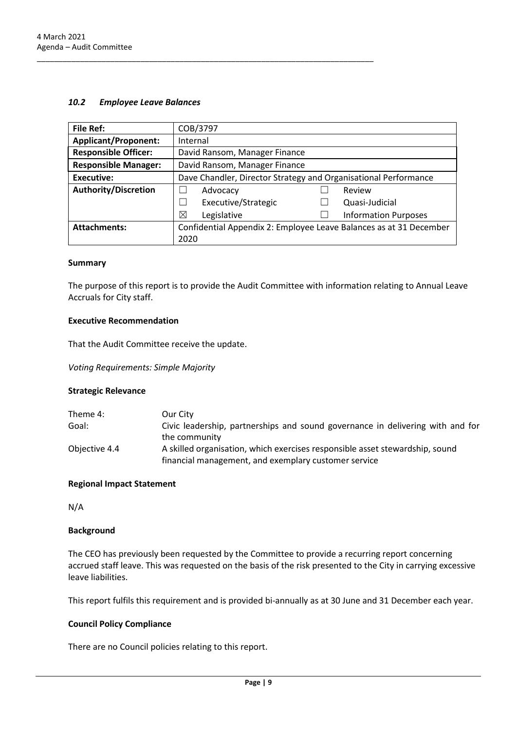### *10.2 Employee Leave Balances*

| **File Ref:** | COB/3797 | | | |
|---|---|---|---|---|
| **Applicant/Proponent:** | Internal | | | |
| **Responsible Officer:** | David Ransom, Manager Finance | | | |
| **Responsible Manager:** | David Ransom, Manager Finance | | | |
| **Executive:** | Dave Chandler, Director Strategy and Organisational Performance | | | |
| **Authority/Discretion** | ☐ | Advocacy | ☐ | Review |
| | ☐ | Executive/Strategic | ☐ | Quasi-Judicial |
| | ☒ | Legislative | ☐ | Information Purposes |
| **Attachments:** | Confidential Appendix 2: Employee Leave Balances as at 31 December 2020 | | | |

#### Summary

The purpose of this report is to provide the Audit Committee with information relating to Annual Leave Accruals for City staff.

#### Executive Recommendation

That the Audit Committee receive the update.

*Voting Requirements: Simple Majority*

#### Strategic Relevance

| | |
|---|---|
| Theme 4: | Our City |
| Goal: | Civic leadership, partnerships and sound governance in delivering with and for the community |
| Objective 4.4 | A skilled organisation, which exercises responsible asset stewardship, sound financial management, and exemplary customer service |

#### Regional Impact Statement

N/A

#### Background

The CEO has previously been requested by the Committee to provide a recurring report concerning accrued staff leave. This was requested on the basis of the risk presented to the City in carrying excessive leave liabilities.

This report fulfils this requirement and is provided bi-annually as at 30 June and 31 December each year.

#### Council Policy Compliance

There are no Council policies relating to this report.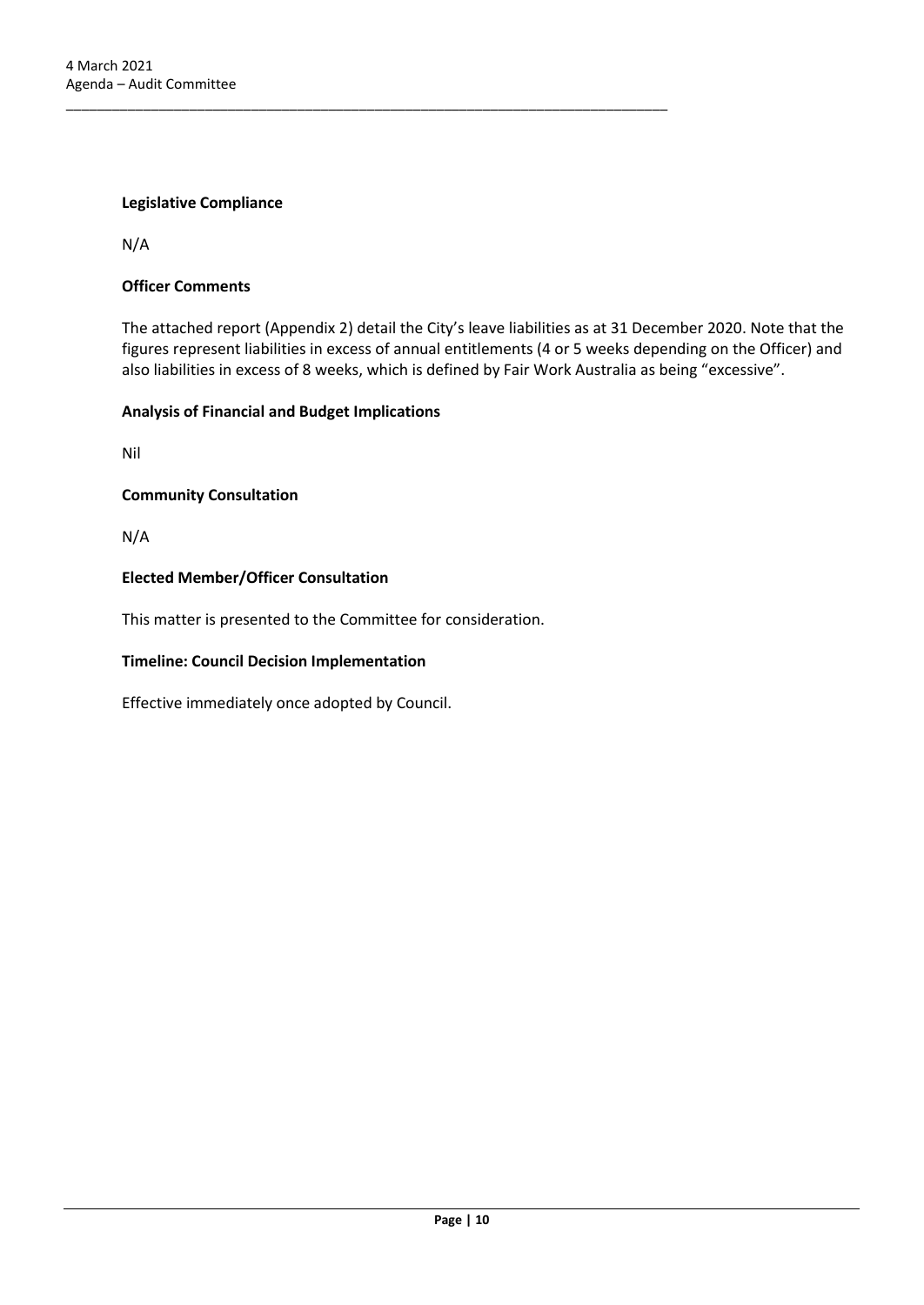**Legislative Compliance**

N/A

**Officer Comments**

The attached report (Appendix 2) detail the City's leave liabilities as at 31 December 2020. Note that the figures represent liabilities in excess of annual entitlements (4 or 5 weeks depending on the Officer) and also liabilities in excess of 8 weeks, which is defined by Fair Work Australia as being "excessive".

**Analysis of Financial and Budget Implications**

Nil

**Community Consultation**

N/A

**Elected Member/Officer Consultation**

This matter is presented to the Committee for consideration.

**Timeline: Council Decision Implementation**

Effective immediately once adopted by Council.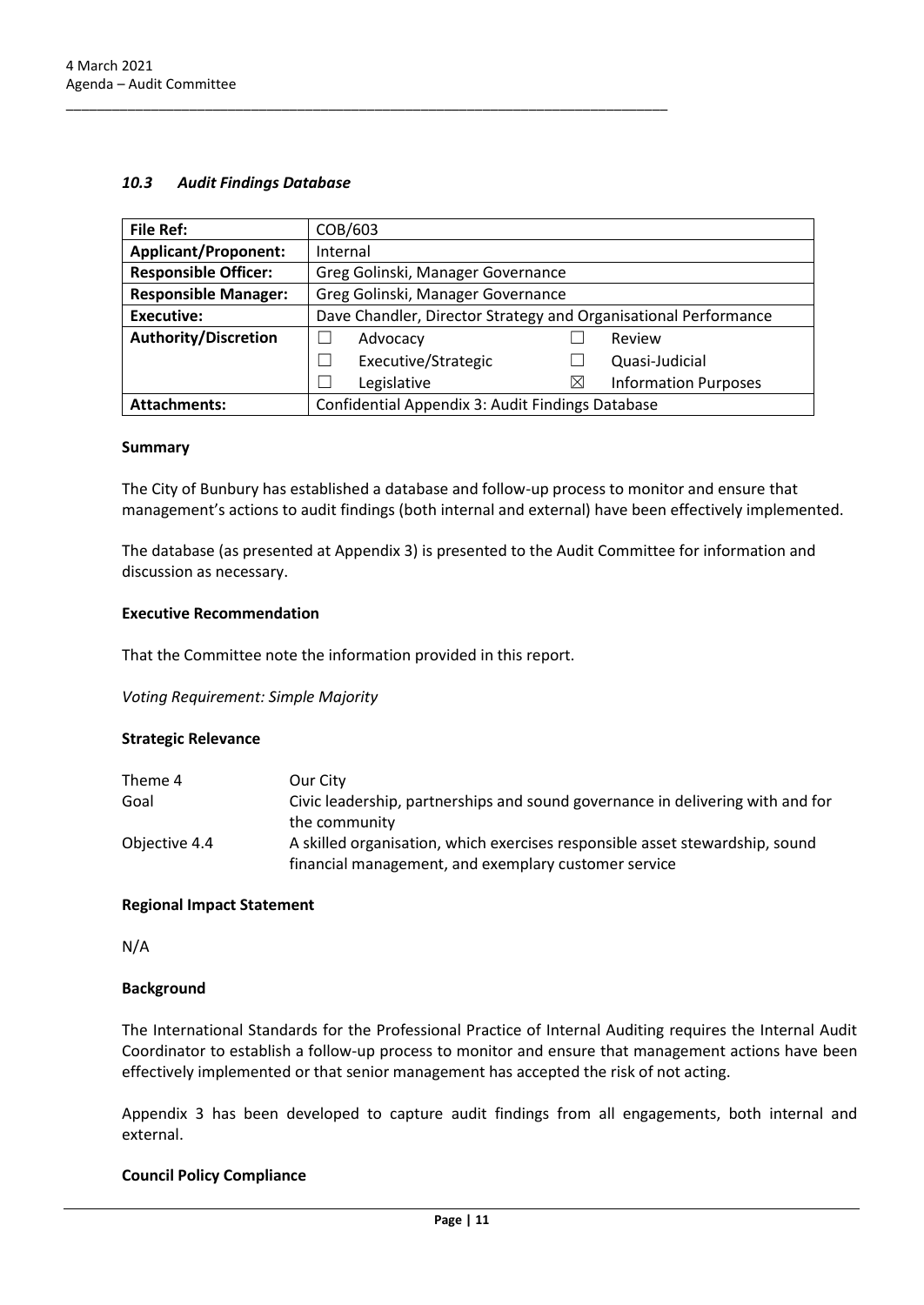### *10.3 Audit Findings Database*

| File Ref: | COB/603 | | | |
|---|---|---|---|---|
| **Applicant/Proponent:** | Internal | | | |
| **Responsible Officer:** | Greg Golinski, Manager Governance | | | |
| **Responsible Manager:** | Greg Golinski, Manager Governance | | | |
| **Executive:** | Dave Chandler, Director Strategy and Organisational Performance | | | |
| **Authority/Discretion** | ☐ | Advocacy | ☐ | Review |
| | ☐ | Executive/Strategic | ☐ | Quasi-Judicial |
| | ☐ | Legislative | ☒ | Information Purposes |
| **Attachments:** | Confidential Appendix 3: Audit Findings Database | | | |

#### Summary

The City of Bunbury has established a database and follow-up process to monitor and ensure that management's actions to audit findings (both internal and external) have been effectively implemented.

The database (as presented at Appendix 3) is presented to the Audit Committee for information and discussion as necessary.

#### Executive Recommendation

That the Committee note the information provided in this report.

*Voting Requirement: Simple Majority*

#### Strategic Relevance

| | |
|---|---|
| Theme 4 | Our City |
| Goal | Civic leadership, partnerships and sound governance in delivering with and for the community |
| Objective 4.4 | A skilled organisation, which exercises responsible asset stewardship, sound financial management, and exemplary customer service |

#### Regional Impact Statement

N/A

#### Background

The International Standards for the Professional Practice of Internal Auditing requires the Internal Audit Coordinator to establish a follow-up process to monitor and ensure that management actions have been effectively implemented or that senior management has accepted the risk of not acting.

Appendix 3 has been developed to capture audit findings from all engagements, both internal and external.

#### Council Policy Compliance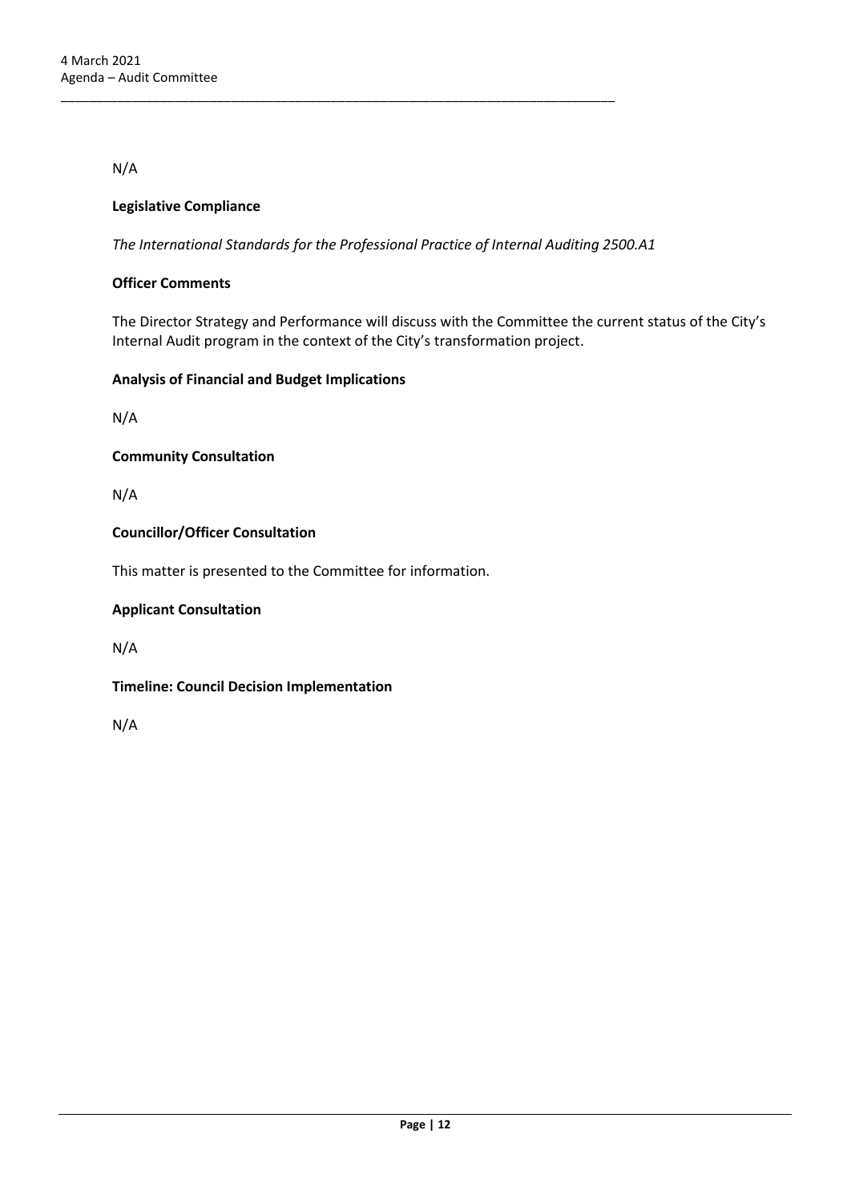N/A

**Legislative Compliance**

*The International Standards for the Professional Practice of Internal Auditing 2500.A1*

**Officer Comments**

The Director Strategy and Performance will discuss with the Committee the current status of the City's Internal Audit program in the context of the City's transformation project.

**Analysis of Financial and Budget Implications**

N/A

**Community Consultation**

N/A

**Councillor/Officer Consultation**

This matter is presented to the Committee for information.

**Applicant Consultation**

N/A

**Timeline: Council Decision Implementation**

N/A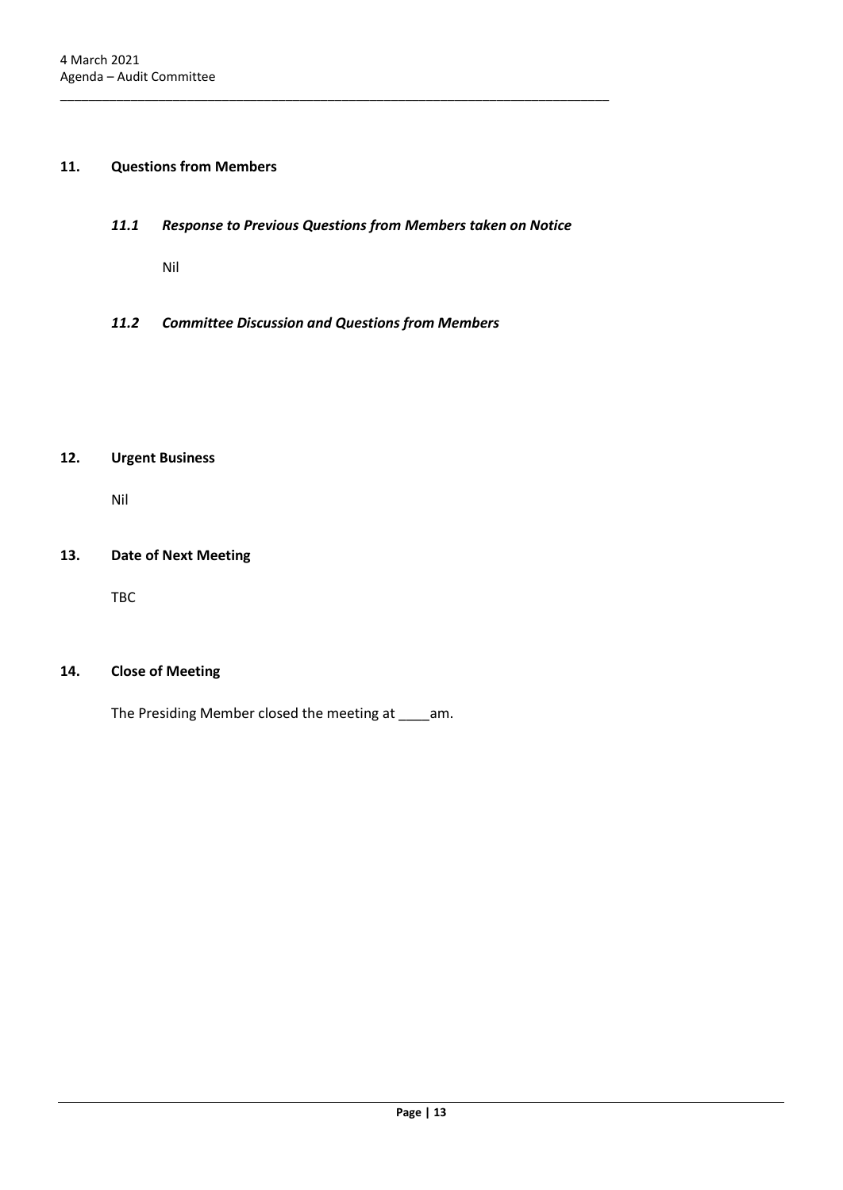## 11. Questions from Members

### *11.1 Response to Previous Questions from Members taken on Notice*

Nil

### *11.2 Committee Discussion and Questions from Members*

## 12. Urgent Business

Nil

## 13. Date of Next Meeting

TBC

## 14. Close of Meeting

The Presiding Member closed the meeting at ____am.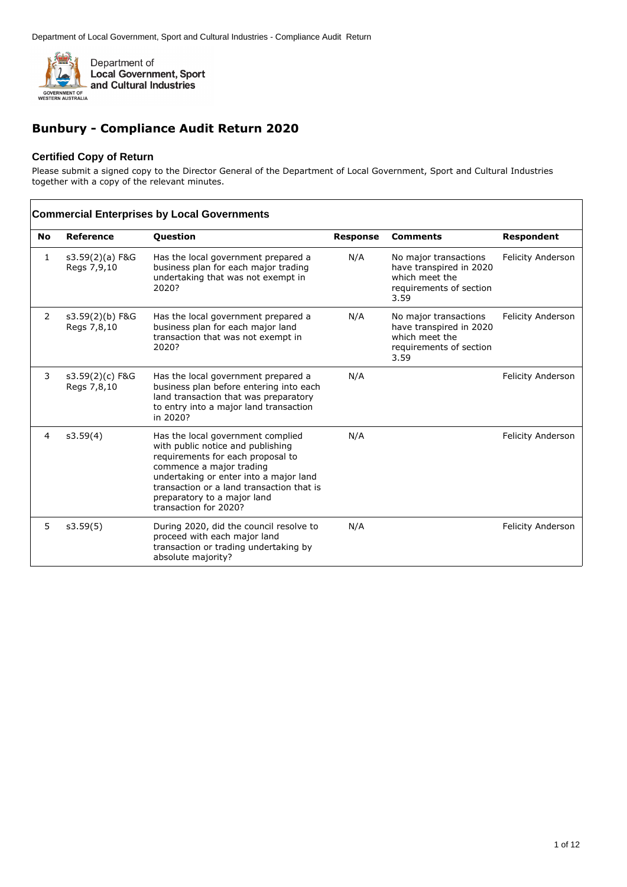# Bunbury - Compliance Audit Return 2020

### Certified Copy of Return

Please submit a signed copy to the Director General of the Department of Local Government, Sport and Cultural Industries together with a copy of the relevant minutes.

### Commercial Enterprises by Local Governments

| No | Reference | Question | Response | Comments | Respondent |
|---|---|---|---|---|---|
| 1 | s3.59(2)(a) F&G Regs 7,9,10 | Has the local government prepared a business plan for each major trading undertaking that was not exempt in 2020? | N/A | No major transactions have transpired in 2020 which meet the requirements of section 3.59 | Felicity Anderson |
| 2 | s3.59(2)(b) F&G Regs 7,8,10 | Has the local government prepared a business plan for each major land transaction that was not exempt in 2020? | N/A | No major transactions have transpired in 2020 which meet the requirements of section 3.59 | Felicity Anderson |
| 3 | s3.59(2)(c) F&G Regs 7,8,10 | Has the local government prepared a business plan before entering into each land transaction that was preparatory to entry into a major land transaction in 2020? | N/A | | Felicity Anderson |
| 4 | s3.59(4) | Has the local government complied with public notice and publishing requirements for each proposal to commence a major trading undertaking or enter into a major land transaction or a land transaction that is preparatory to a major land transaction for 2020? | N/A | | Felicity Anderson |
| 5 | s3.59(5) | During 2020, did the council resolve to proceed with each major land transaction or trading undertaking by absolute majority? | N/A | | Felicity Anderson |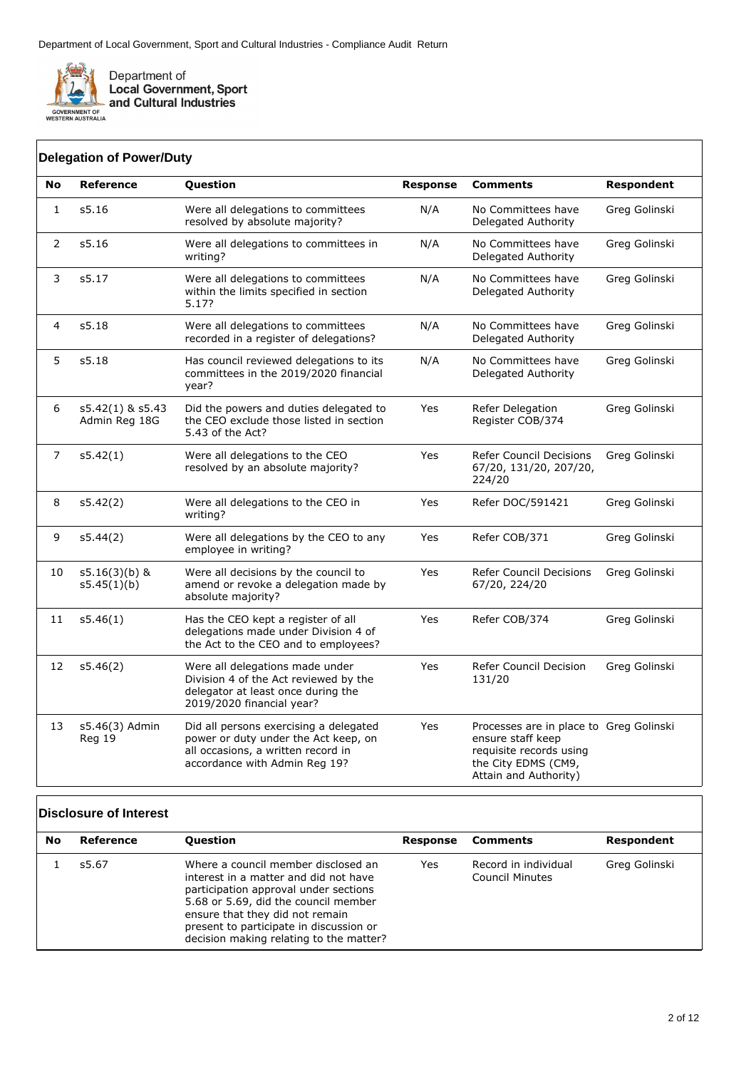Department of Local Government, Sport and Cultural Industries - Compliance Audit Return

Department of
**Local Government, Sport and Cultural Industries**

GOVERNMENT OF WESTERN AUSTRALIA

## Delegation of Power/Duty

| No | Reference | Question | Response | Comments | Respondent |
|---|---|---|---|---|---|
| 1 | s5.16 | Were all delegations to committees resolved by absolute majority? | N/A | No Committees have Delegated Authority | Greg Golinski |
| 2 | s5.16 | Were all delegations to committees in writing? | N/A | No Committees have Delegated Authority | Greg Golinski |
| 3 | s5.17 | Were all delegations to committees within the limits specified in section 5.17? | N/A | No Committees have Delegated Authority | Greg Golinski |
| 4 | s5.18 | Were all delegations to committees recorded in a register of delegations? | N/A | No Committees have Delegated Authority | Greg Golinski |
| 5 | s5.18 | Has council reviewed delegations to its committees in the 2019/2020 financial year? | N/A | No Committees have Delegated Authority | Greg Golinski |
| 6 | s5.42(1) & s5.43 Admin Reg 18G | Did the powers and duties delegated to the CEO exclude those listed in section 5.43 of the Act? | Yes | Refer Delegation Register COB/374 | Greg Golinski |
| 7 | s5.42(1) | Were all delegations to the CEO resolved by an absolute majority? | Yes | Refer Council Decisions 67/20, 131/20, 207/20, 224/20 | Greg Golinski |
| 8 | s5.42(2) | Were all delegations to the CEO in writing? | Yes | Refer DOC/591421 | Greg Golinski |
| 9 | s5.44(2) | Were all delegations by the CEO to any employee in writing? | Yes | Refer COB/371 | Greg Golinski |
| 10 | s5.16(3)(b) & s5.45(1)(b) | Were all decisions by the council to amend or revoke a delegation made by absolute majority? | Yes | Refer Council Decisions 67/20, 224/20 | Greg Golinski |
| 11 | s5.46(1) | Has the CEO kept a register of all delegations made under Division 4 of the Act to the CEO and to employees? | Yes | Refer COB/374 | Greg Golinski |
| 12 | s5.46(2) | Were all delegations made under Division 4 of the Act reviewed by the delegator at least once during the 2019/2020 financial year? | Yes | Refer Council Decision 131/20 | Greg Golinski |
| 13 | s5.46(3) Admin Reg 19 | Did all persons exercising a delegated power or duty under the Act keep, on all occasions, a written record in accordance with Admin Reg 19? | Yes | Processes are in place to ensure staff keep requisite records using the City EDMS (CM9, Attain and Authority) | Greg Golinski |

## Disclosure of Interest

| No | Reference | Question | Response | Comments | Respondent |
|---|---|---|---|---|---|
| 1 | s5.67 | Where a council member disclosed an interest in a matter and did not have participation approval under sections 5.68 or 5.69, did the council member ensure that they did not remain present to participate in discussion or decision making relating to the matter? | Yes | Record in individual Council Minutes | Greg Golinski |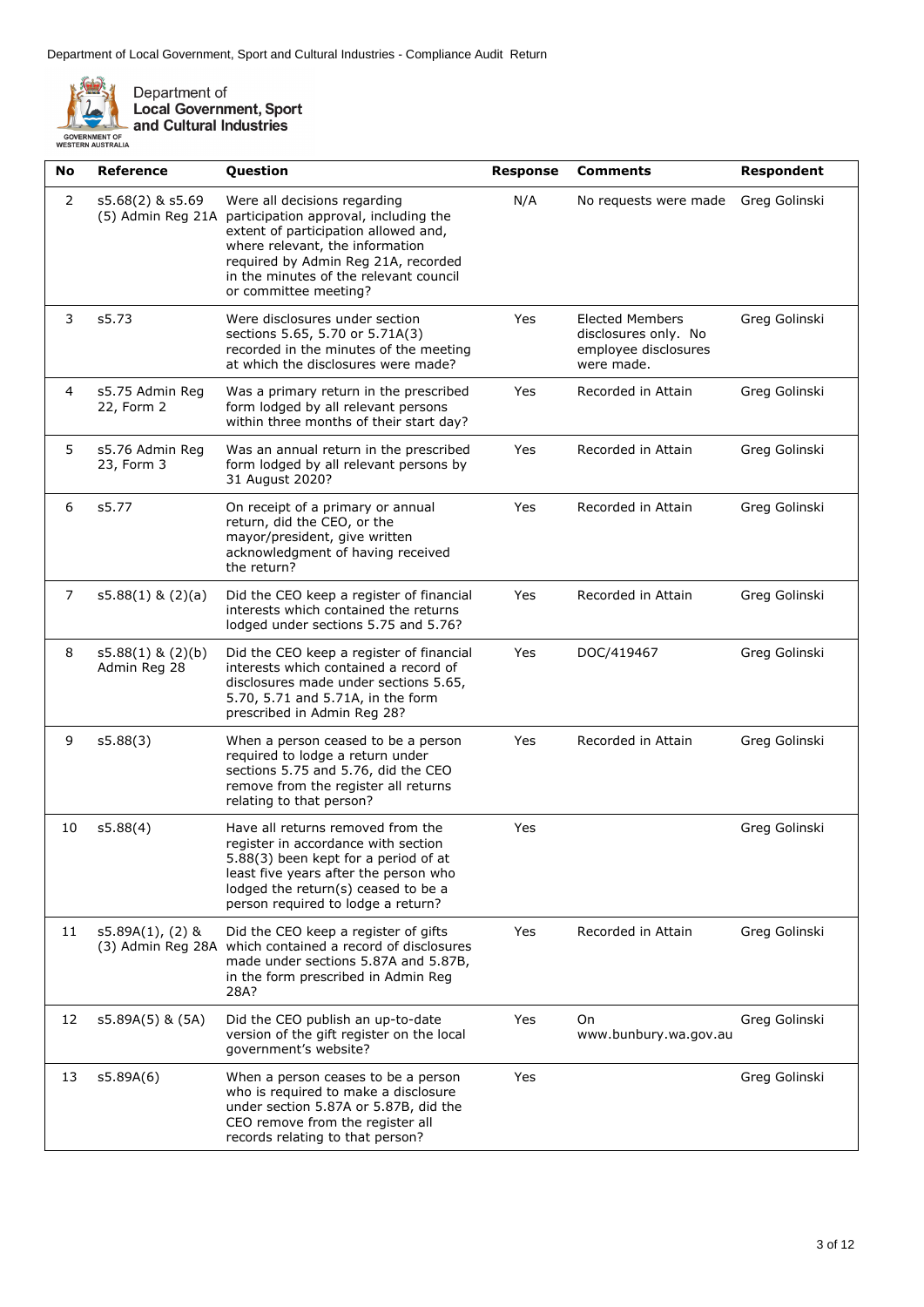| No | Reference | Question | Response | Comments | Respondent |
|---|---|---|---|---|---|
| 2 | s5.68(2) & s5.69 (5) Admin Reg 21A | Were all decisions regarding participation approval, including the extent of participation allowed and, where relevant, the information required by Admin Reg 21A, recorded in the minutes of the relevant council or committee meeting? | N/A | No requests were made | Greg Golinski |
| 3 | s5.73 | Were disclosures under section sections 5.65, 5.70 or 5.71A(3) recorded in the minutes of the meeting at which the disclosures were made? | Yes | Elected Members disclosures only. No employee disclosures were made. | Greg Golinski |
| 4 | s5.75 Admin Reg 22, Form 2 | Was a primary return in the prescribed form lodged by all relevant persons within three months of their start day? | Yes | Recorded in Attain | Greg Golinski |
| 5 | s5.76 Admin Reg 23, Form 3 | Was an annual return in the prescribed form lodged by all relevant persons by 31 August 2020? | Yes | Recorded in Attain | Greg Golinski |
| 6 | s5.77 | On receipt of a primary or annual return, did the CEO, or the mayor/president, give written acknowledgment of having received the return? | Yes | Recorded in Attain | Greg Golinski |
| 7 | s5.88(1) & (2)(a) | Did the CEO keep a register of financial interests which contained the returns lodged under sections 5.75 and 5.76? | Yes | Recorded in Attain | Greg Golinski |
| 8 | s5.88(1) & (2)(b) Admin Reg 28 | Did the CEO keep a register of financial interests which contained a record of disclosures made under sections 5.65, 5.70, 5.71 and 5.71A, in the form prescribed in Admin Reg 28? | Yes | DOC/419467 | Greg Golinski |
| 9 | s5.88(3) | When a person ceased to be a person required to lodge a return under sections 5.75 and 5.76, did the CEO remove from the register all returns relating to that person? | Yes | Recorded in Attain | Greg Golinski |
| 10 | s5.88(4) | Have all returns removed from the register in accordance with section 5.88(3) been kept for a period of at least five years after the person who lodged the return(s) ceased to be a person required to lodge a return? | Yes | | Greg Golinski |
| 11 | s5.89A(1), (2) & (3) Admin Reg 28A | Did the CEO keep a register of gifts which contained a record of disclosures made under sections 5.87A and 5.87B, in the form prescribed in Admin Reg 28A? | Yes | Recorded in Attain | Greg Golinski |
| 12 | s5.89A(5) & (5A) | Did the CEO publish an up-to-date version of the gift register on the local government's website? | Yes | On www.bunbury.wa.gov.au | Greg Golinski |
| 13 | s5.89A(6) | When a person ceases to be a person who is required to make a disclosure under section 5.87A or 5.87B, did the CEO remove from the register all records relating to that person? | Yes | | Greg Golinski |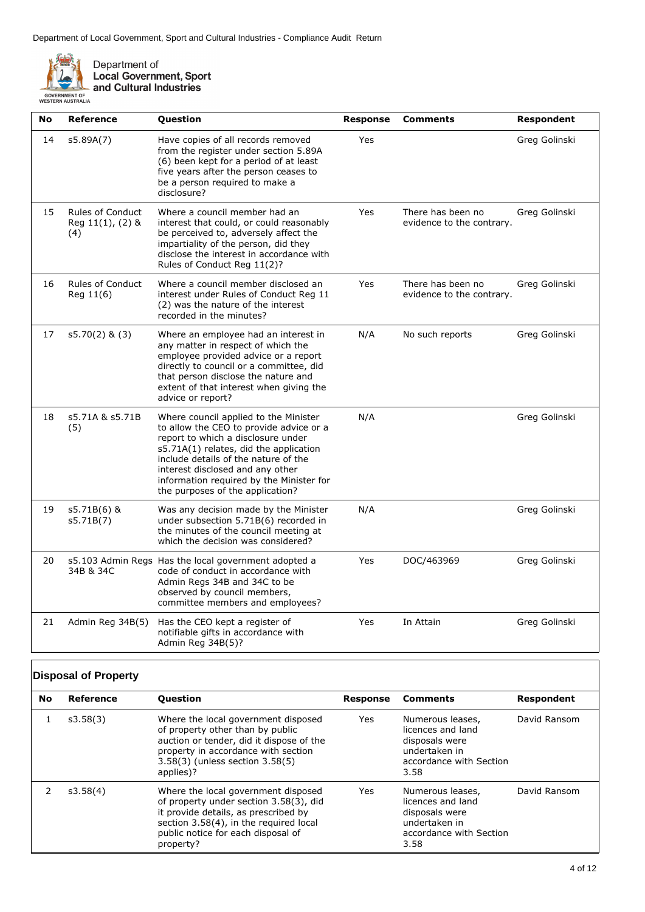| No | Reference | Question | Response | Comments | Respondent |
|---|---|---|---|---|---|
| 14 | s5.89A(7) | Have copies of all records removed from the register under section 5.89A (6) been kept for a period of at least five years after the person ceases to be a person required to make a disclosure? | Yes | | Greg Golinski |
| 15 | Rules of Conduct Reg 11(1), (2) & (4) | Where a council member had an interest that could, or could reasonably be perceived to, adversely affect the impartiality of the person, did they disclose the interest in accordance with Rules of Conduct Reg 11(2)? | Yes | There has been no evidence to the contrary. | Greg Golinski |
| 16 | Rules of Conduct Reg 11(6) | Where a council member disclosed an interest under Rules of Conduct Reg 11 (2) was the nature of the interest recorded in the minutes? | Yes | There has been no evidence to the contrary. | Greg Golinski |
| 17 | s5.70(2) & (3) | Where an employee had an interest in any matter in respect of which the employee provided advice or a report directly to council or a committee, did that person disclose the nature and extent of that interest when giving the advice or report? | N/A | No such reports | Greg Golinski |
| 18 | s5.71A & s5.71B (5) | Where council applied to the Minister to allow the CEO to provide advice or a report to which a disclosure under s5.71A(1) relates, did the application include details of the nature of the interest disclosed and any other information required by the Minister for the purposes of the application? | N/A | | Greg Golinski |
| 19 | s5.71B(6) & s5.71B(7) | Was any decision made by the Minister under subsection 5.71B(6) recorded in the minutes of the council meeting at which the decision was considered? | N/A | | Greg Golinski |
| 20 | s5.103 Admin Regs 34B & 34C | Has the local government adopted a code of conduct in accordance with Admin Regs 34B and 34C to be observed by council members, committee members and employees? | Yes | DOC/463969 | Greg Golinski |
| 21 | Admin Reg 34B(5) | Has the CEO kept a register of notifiable gifts in accordance with Admin Reg 34B(5)? | Yes | In Attain | Greg Golinski |

## Disposal of Property

| No | Reference | Question | Response | Comments | Respondent |
|---|---|---|---|---|---|
| 1 | s3.58(3) | Where the local government disposed of property other than by public auction or tender, did it dispose of the property in accordance with section 3.58(3) (unless section 3.58(5) applies)? | Yes | Numerous leases, licences and land disposals were undertaken in accordance with Section 3.58 | David Ransom |
| 2 | s3.58(4) | Where the local government disposed of property under section 3.58(3), did it provide details, as prescribed by section 3.58(4), in the required local public notice for each disposal of property? | Yes | Numerous leases, licences and land disposals were undertaken in accordance with Section 3.58 | David Ransom |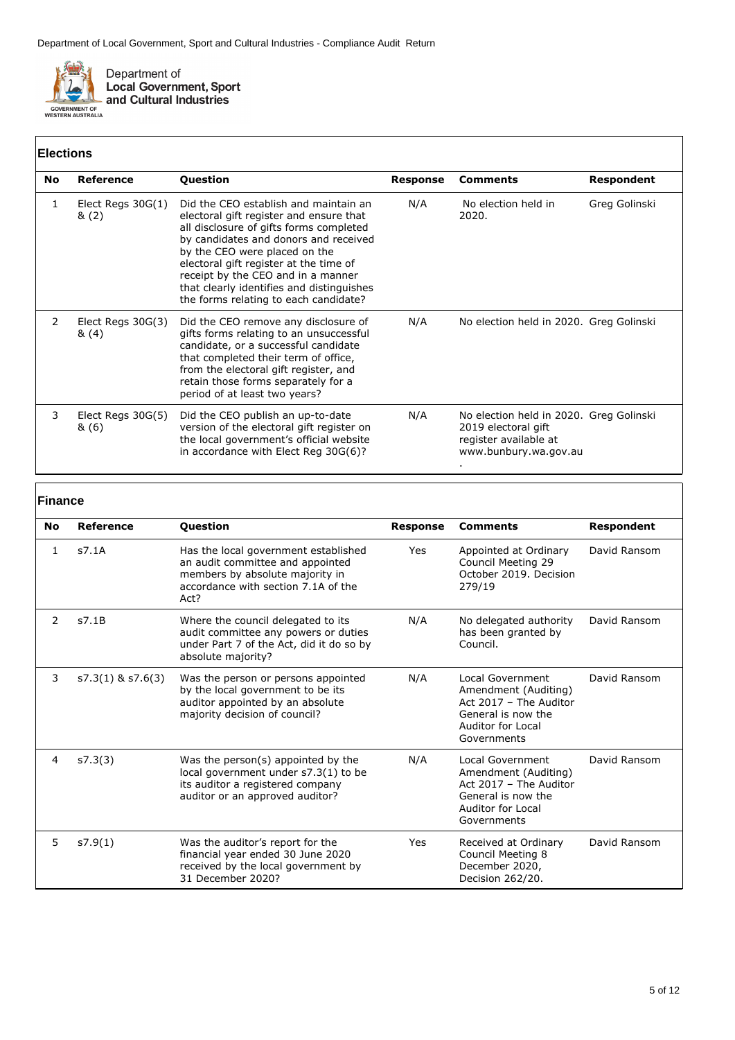## Elections

| No | Reference | Question | Response | Comments | Respondent |
|---|---|---|---|---|---|
| 1 | Elect Regs 30G(1) & (2) | Did the CEO establish and maintain an electoral gift register and ensure that all disclosure of gifts forms completed by candidates and donors and received by the CEO were placed on the electoral gift register at the time of receipt by the CEO and in a manner that clearly identifies and distinguishes the forms relating to each candidate? | N/A | No election held in 2020. | Greg Golinski |
| 2 | Elect Regs 30G(3) & (4) | Did the CEO remove any disclosure of gifts forms relating to an unsuccessful candidate, or a successful candidate that completed their term of office, from the electoral gift register, and retain those forms separately for a period of at least two years? | N/A | No election held in 2020. | Greg Golinski |
| 3 | Elect Regs 30G(5) & (6) | Did the CEO publish an up-to-date version of the electoral gift register on the local government's official website in accordance with Elect Reg 30G(6)? | N/A | No election held in 2020. 2019 electoral gift register available at www.bunbury.wa.gov.au. | Greg Golinski |

## Finance

| No | Reference | Question | Response | Comments | Respondent |
|---|---|---|---|---|---|
| 1 | s7.1A | Has the local government established an audit committee and appointed members by absolute majority in accordance with section 7.1A of the Act? | Yes | Appointed at Ordinary Council Meeting 29 October 2019. Decision 279/19 | David Ransom |
| 2 | s7.1B | Where the council delegated to its audit committee any powers or duties under Part 7 of the Act, did it do so by absolute majority? | N/A | No delegated authority has been granted by Council. | David Ransom |
| 3 | s7.3(1) & s7.6(3) | Was the person or persons appointed by the local government to be its auditor appointed by an absolute majority decision of council? | N/A | Local Government Amendment (Auditing) Act 2017 – The Auditor General is now the Auditor for Local Governments | David Ransom |
| 4 | s7.3(3) | Was the person(s) appointed by the local government under s7.3(1) to be its auditor a registered company auditor or an approved auditor? | N/A | Local Government Amendment (Auditing) Act 2017 – The Auditor General is now the Auditor for Local Governments | David Ransom |
| 5 | s7.9(1) | Was the auditor's report for the financial year ended 30 June 2020 received by the local government by 31 December 2020? | Yes | Received at Ordinary Council Meeting 8 December 2020, Decision 262/20. | David Ransom |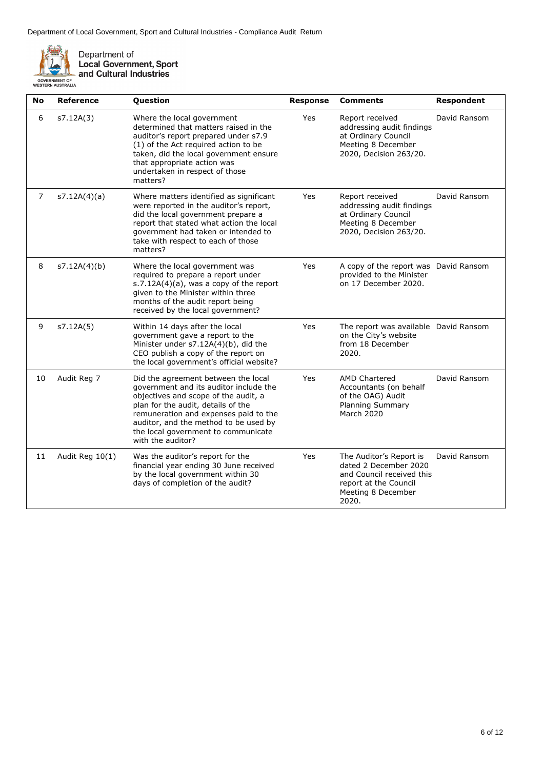| No | Reference | Question | Response | Comments | Respondent |
|---|---|---|---|---|---|
| 6 | s7.12A(3) | Where the local government determined that matters raised in the auditor's report prepared under s7.9 (1) of the Act required action to be taken, did the local government ensure that appropriate action was undertaken in respect of those matters? | Yes | Report received addressing audit findings at Ordinary Council Meeting 8 December 2020, Decision 263/20. | David Ransom |
| 7 | s7.12A(4)(a) | Where matters identified as significant were reported in the auditor's report, did the local government prepare a report that stated what action the local government had taken or intended to take with respect to each of those matters? | Yes | Report received addressing audit findings at Ordinary Council Meeting 8 December 2020, Decision 263/20. | David Ransom |
| 8 | s7.12A(4)(b) | Where the local government was required to prepare a report under s.7.12A(4)(a), was a copy of the report given to the Minister within three months of the audit report being received by the local government? | Yes | A copy of the report was provided to the Minister on 17 December 2020. | David Ransom |
| 9 | s7.12A(5) | Within 14 days after the local government gave a report to the Minister under s7.12A(4)(b), did the CEO publish a copy of the report on the local government's official website? | Yes | The report was available on the City's website from 18 December 2020. | David Ransom |
| 10 | Audit Reg 7 | Did the agreement between the local government and its auditor include the objectives and scope of the audit, a plan for the audit, details of the remuneration and expenses paid to the auditor, and the method to be used by the local government to communicate with the auditor? | Yes | AMD Chartered Accountants (on behalf of the OAG) Audit Planning Summary March 2020 | David Ransom |
| 11 | Audit Reg 10(1) | Was the auditor's report for the financial year ending 30 June received by the local government within 30 days of completion of the audit? | Yes | The Auditor's Report is dated 2 December 2020 and Council received this report at the Council Meeting 8 December 2020. | David Ransom |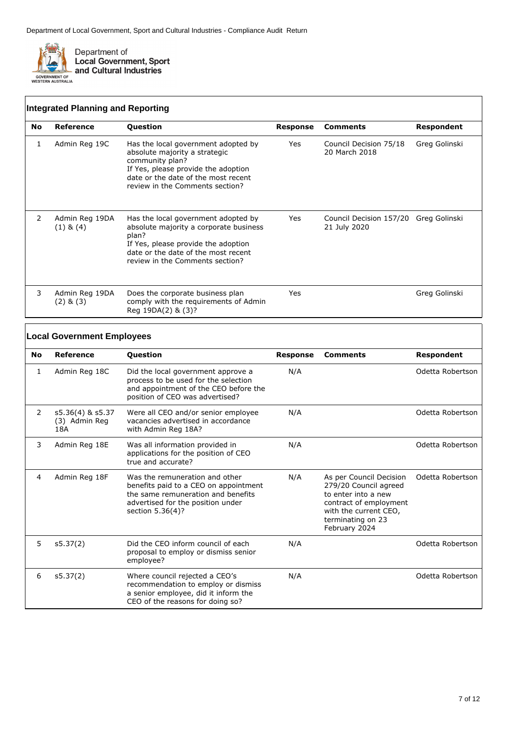Department of Local Government, Sport and Cultural Industries - Compliance Audit Return

Department of
**Local Government, Sport and Cultural Industries**

GOVERNMENT OF WESTERN AUSTRALIA

## Integrated Planning and Reporting

| No | Reference | Question | Response | Comments | Respondent |
|---|---|---|---|---|---|
| 1 | Admin Reg 19C | Has the local government adopted by absolute majority a strategic community plan? If Yes, please provide the adoption date or the date of the most recent review in the Comments section? | Yes | Council Decision 75/18 20 March 2018 | Greg Golinski |
| 2 | Admin Reg 19DA (1) & (4) | Has the local government adopted by absolute majority a corporate business plan? If Yes, please provide the adoption date or the date of the most recent review in the Comments section? | Yes | Council Decision 157/20 21 July 2020 | Greg Golinski |
| 3 | Admin Reg 19DA (2) & (3) | Does the corporate business plan comply with the requirements of Admin Reg 19DA(2) & (3)? | Yes | | Greg Golinski |

## Local Government Employees

| No | Reference | Question | Response | Comments | Respondent |
|---|---|---|---|---|---|
| 1 | Admin Reg 18C | Did the local government approve a process to be used for the selection and appointment of the CEO before the position of CEO was advertised? | N/A | | Odetta Robertson |
| 2 | s5.36(4) & s5.37 (3) Admin Reg 18A | Were all CEO and/or senior employee vacancies advertised in accordance with Admin Reg 18A? | N/A | | Odetta Robertson |
| 3 | Admin Reg 18E | Was all information provided in applications for the position of CEO true and accurate? | N/A | | Odetta Robertson |
| 4 | Admin Reg 18F | Was the remuneration and other benefits paid to a CEO on appointment the same remuneration and benefits advertised for the position under section 5.36(4)? | N/A | As per Council Decision 279/20 Council agreed to enter into a new contract of employment with the current CEO, terminating on 23 February 2024 | Odetta Robertson |
| 5 | s5.37(2) | Did the CEO inform council of each proposal to employ or dismiss senior employee? | N/A | | Odetta Robertson |
| 6 | s5.37(2) | Where council rejected a CEO's recommendation to employ or dismiss a senior employee, did it inform the CEO of the reasons for doing so? | N/A | | Odetta Robertson |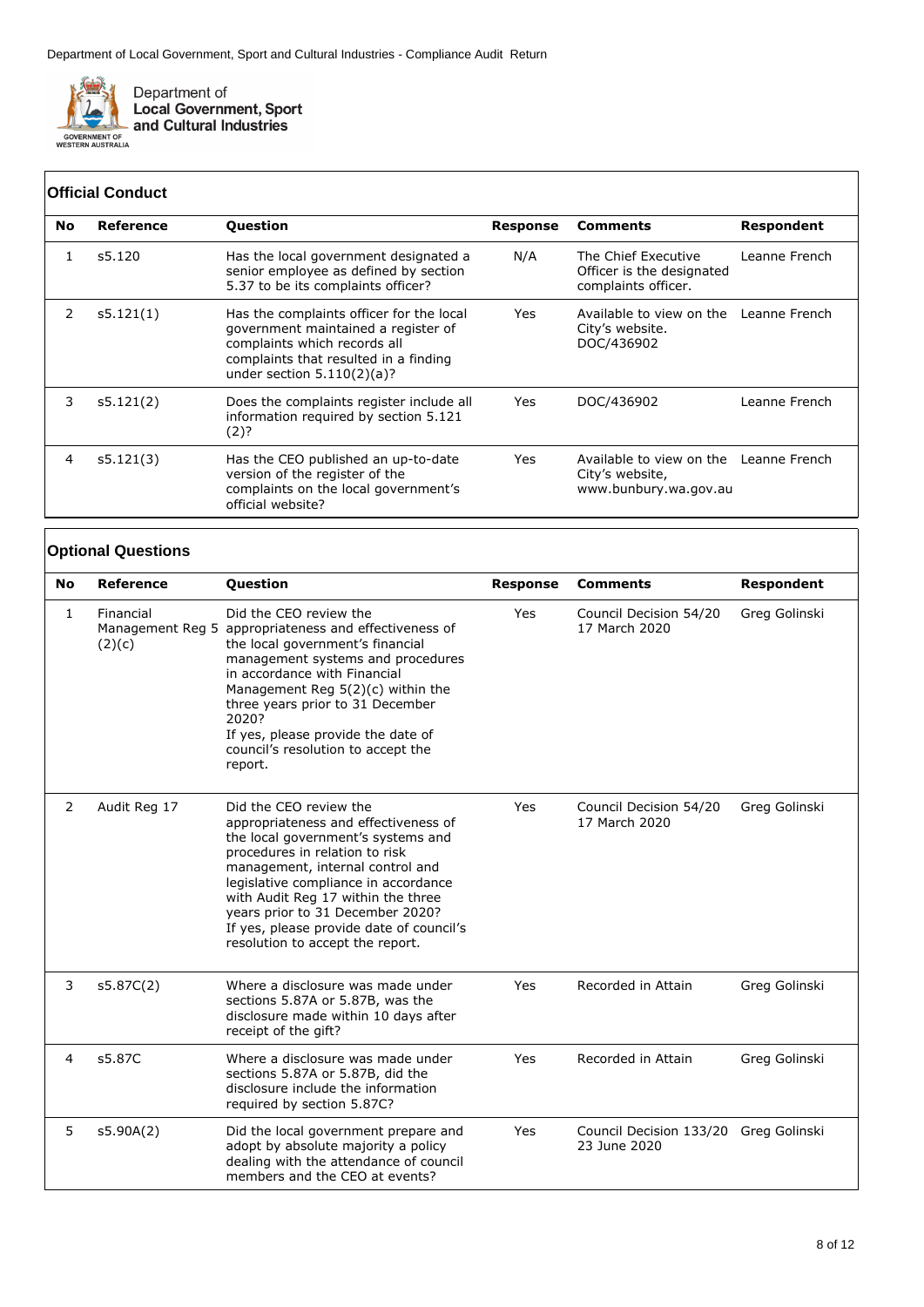## Official Conduct

| No | Reference | Question | Response | Comments | Respondent |
|---|---|---|---|---|---|
| 1 | s5.120 | Has the local government designated a senior employee as defined by section 5.37 to be its complaints officer? | N/A | The Chief Executive Officer is the designated complaints officer. | Leanne French |
| 2 | s5.121(1) | Has the complaints officer for the local government maintained a register of complaints which records all complaints that resulted in a finding under section 5.110(2)(a)? | Yes | Available to view on the City's website. DOC/436902 | Leanne French |
| 3 | s5.121(2) | Does the complaints register include all information required by section 5.121 (2)? | Yes | DOC/436902 | Leanne French |
| 4 | s5.121(3) | Has the CEO published an up-to-date version of the register of the complaints on the local government's official website? | Yes | Available to view on the City's website, www.bunbury.wa.gov.au | Leanne French |

## Optional Questions

| No | Reference | Question | Response | Comments | Respondent |
|---|---|---|---|---|---|
| 1 | Financial Management Reg 5 (2)(c) | Did the CEO review the appropriateness and effectiveness of the local government's financial management systems and procedures in accordance with Financial Management Reg 5(2)(c) within the three years prior to 31 December 2020? If yes, please provide the date of council's resolution to accept the report. | Yes | Council Decision 54/20 17 March 2020 | Greg Golinski |
| 2 | Audit Reg 17 | Did the CEO review the appropriateness and effectiveness of the local government's systems and procedures in relation to risk management, internal control and legislative compliance in accordance with Audit Reg 17 within the three years prior to 31 December 2020? If yes, please provide date of council's resolution to accept the report. | Yes | Council Decision 54/20 17 March 2020 | Greg Golinski |
| 3 | s5.87C(2) | Where a disclosure was made under sections 5.87A or 5.87B, was the disclosure made within 10 days after receipt of the gift? | Yes | Recorded in Attain | Greg Golinski |
| 4 | s5.87C | Where a disclosure was made under sections 5.87A or 5.87B, did the disclosure include the information required by section 5.87C? | Yes | Recorded in Attain | Greg Golinski |
| 5 | s5.90A(2) | Did the local government prepare and adopt by absolute majority a policy dealing with the attendance of council members and the CEO at events? | Yes | Council Decision 133/20 23 June 2020 | Greg Golinski |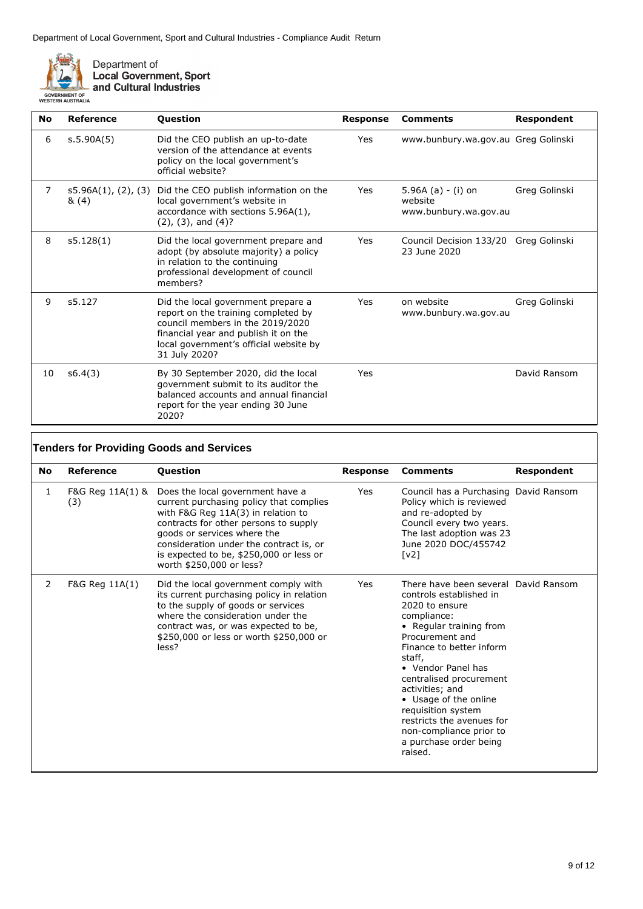| No | Reference | Question | Response | Comments | Respondent |
|---|---|---|---|---|---|
| 6 | s.5.90A(5) | Did the CEO publish an up-to-date version of the attendance at events policy on the local government's official website? | Yes | www.bunbury.wa.gov.au | Greg Golinski |
| 7 | s5.96A(1), (2), (3) & (4) | Did the CEO publish information on the local government's website in accordance with sections 5.96A(1), (2), (3), and (4)? | Yes | 5.96A (a) - (i) on website www.bunbury.wa.gov.au | Greg Golinski |
| 8 | s5.128(1) | Did the local government prepare and adopt (by absolute majority) a policy in relation to the continuing professional development of council members? | Yes | Council Decision 133/20 23 June 2020 | Greg Golinski |
| 9 | s5.127 | Did the local government prepare a report on the training completed by council members in the 2019/2020 financial year and publish it on the local government's official website by 31 July 2020? | Yes | on website www.bunbury.wa.gov.au | Greg Golinski |
| 10 | s6.4(3) | By 30 September 2020, did the local government submit to its auditor the balanced accounts and annual financial report for the year ending 30 June 2020? | Yes | | David Ransom |

## Tenders for Providing Goods and Services

| No | Reference | Question | Response | Comments | Respondent |
|---|---|---|---|---|---|
| 1 | F&G Reg 11A(1) & (3) | Does the local government have a current purchasing policy that complies with F&G Reg 11A(3) in relation to contracts for other persons to supply goods or services where the consideration under the contract is, or is expected to be, $250,000 or less or worth $250,000 or less? | Yes | Council has a Purchasing Policy which is reviewed and re-adopted by Council every two years. The last adoption was 23 June 2020 DOC/455742 [v2] | David Ransom |
| 2 | F&G Reg 11A(1) | Did the local government comply with its current purchasing policy in relation to the supply of goods or services where the consideration under the contract was, or was expected to be, $250,000 or less or worth $250,000 or less? | Yes | There have been several controls established in 2020 to ensure compliance: • Regular training from Procurement and Finance to better inform staff, • Vendor Panel has centralised procurement activities; and • Usage of the online requisition system restricts the avenues for non-compliance prior to a purchase order being raised. | David Ransom |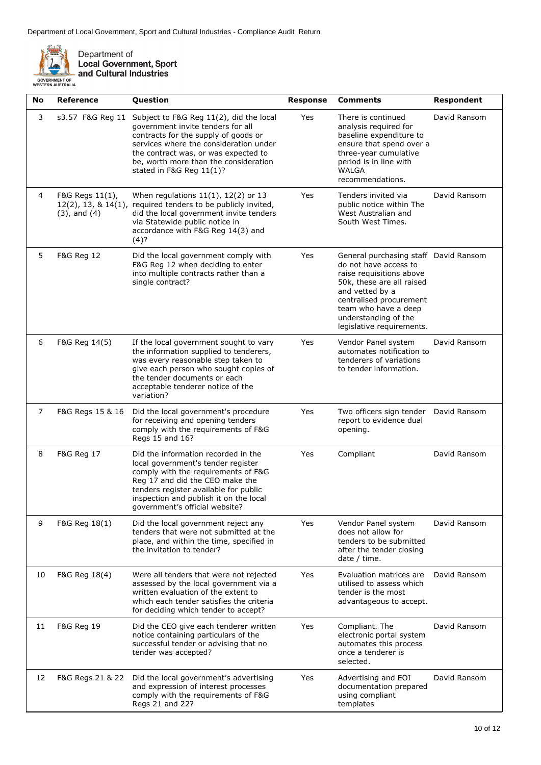| No | Reference | Question | Response | Comments | Respondent |
|---|---|---|---|---|---|
| 3 | s3.57 F&G Reg 11 | Subject to F&G Reg 11(2), did the local government invite tenders for all contracts for the supply of goods or services where the consideration under the contract was, or was expected to be, worth more than the consideration stated in F&G Reg 11(1)? | Yes | There is continued analysis required for baseline expenditure to ensure that spend over a three-year cumulative period is in line with WALGA recommendations. | David Ransom |
| 4 | F&G Regs 11(1), 12(2), 13, & 14(1), (3), and (4) | When regulations 11(1), 12(2) or 13 required tenders to be publicly invited, did the local government invite tenders via Statewide public notice in accordance with F&G Reg 14(3) and (4)? | Yes | Tenders invited via public notice within The West Australian and South West Times. | David Ransom |
| 5 | F&G Reg 12 | Did the local government comply with F&G Reg 12 when deciding to enter into multiple contracts rather than a single contract? | Yes | General purchasing staff do not have access to raise requisitions above 50k, these are all raised and vetted by a centralised procurement team who have a deep understanding of the legislative requirements. | David Ransom |
| 6 | F&G Reg 14(5) | If the local government sought to vary the information supplied to tenderers, was every reasonable step taken to give each person who sought copies of the tender documents or each acceptable tenderer notice of the variation? | Yes | Vendor Panel system automates notification to tenderers of variations to tender information. | David Ransom |
| 7 | F&G Regs 15 & 16 | Did the local government's procedure for receiving and opening tenders comply with the requirements of F&G Regs 15 and 16? | Yes | Two officers sign tender report to evidence dual opening. | David Ransom |
| 8 | F&G Reg 17 | Did the information recorded in the local government's tender register comply with the requirements of F&G Reg 17 and did the CEO make the tenders register available for public inspection and publish it on the local government's official website? | Yes | Compliant | David Ransom |
| 9 | F&G Reg 18(1) | Did the local government reject any tenders that were not submitted at the place, and within the time, specified in the invitation to tender? | Yes | Vendor Panel system does not allow for tenders to be submitted after the tender closing date / time. | David Ransom |
| 10 | F&G Reg 18(4) | Were all tenders that were not rejected assessed by the local government via a written evaluation of the extent to which each tender satisfies the criteria for deciding which tender to accept? | Yes | Evaluation matrices are utilised to assess which tender is the most advantageous to accept. | David Ransom |
| 11 | F&G Reg 19 | Did the CEO give each tenderer written notice containing particulars of the successful tender or advising that no tender was accepted? | Yes | Compliant. The electronic portal system automates this process once a tenderer is selected. | David Ransom |
| 12 | F&G Regs 21 & 22 | Did the local government's advertising and expression of interest processes comply with the requirements of F&G Regs 21 and 22? | Yes | Advertising and EOI documentation prepared using compliant templates | David Ransom |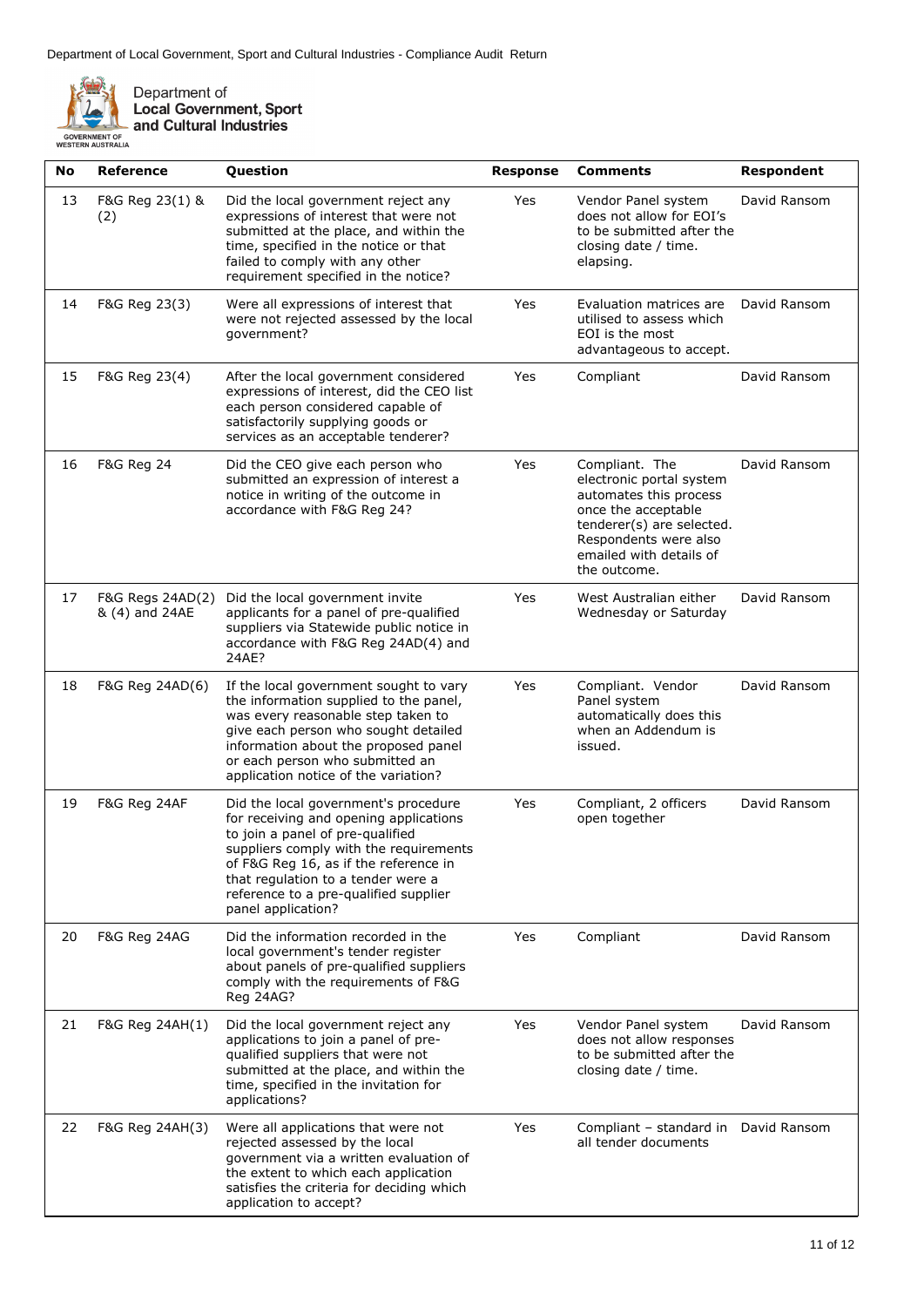| No | Reference | Question | Response | Comments | Respondent |
|---|---|---|---|---|---|
| 13 | F&G Reg 23(1) & (2) | Did the local government reject any expressions of interest that were not submitted at the place, and within the time, specified in the notice or that failed to comply with any other requirement specified in the notice? | Yes | Vendor Panel system does not allow for EOI's to be submitted after the closing date / time. elapsing. | David Ransom |
| 14 | F&G Reg 23(3) | Were all expressions of interest that were not rejected assessed by the local government? | Yes | Evaluation matrices are utilised to assess which EOI is the most advantageous to accept. | David Ransom |
| 15 | F&G Reg 23(4) | After the local government considered expressions of interest, did the CEO list each person considered capable of satisfactorily supplying goods or services as an acceptable tenderer? | Yes | Compliant | David Ransom |
| 16 | F&G Reg 24 | Did the CEO give each person who submitted an expression of interest a notice in writing of the outcome in accordance with F&G Reg 24? | Yes | Compliant. The electronic portal system automates this process once the acceptable tenderer(s) are selected. Respondents were also emailed with details of the outcome. | David Ransom |
| 17 | F&G Regs 24AD(2) & (4) and 24AE | Did the local government invite applicants for a panel of pre-qualified suppliers via Statewide public notice in accordance with F&G Reg 24AD(4) and 24AE? | Yes | West Australian either Wednesday or Saturday | David Ransom |
| 18 | F&G Reg 24AD(6) | If the local government sought to vary the information supplied to the panel, was every reasonable step taken to give each person who sought detailed information about the proposed panel or each person who submitted an application notice of the variation? | Yes | Compliant. Vendor Panel system automatically does this when an Addendum is issued. | David Ransom |
| 19 | F&G Reg 24AF | Did the local government's procedure for receiving and opening applications to join a panel of pre-qualified suppliers comply with the requirements of F&G Reg 16, as if the reference in that regulation to a tender were a reference to a pre-qualified supplier panel application? | Yes | Compliant, 2 officers open together | David Ransom |
| 20 | F&G Reg 24AG | Did the information recorded in the local government's tender register about panels of pre-qualified suppliers comply with the requirements of F&G Reg 24AG? | Yes | Compliant | David Ransom |
| 21 | F&G Reg 24AH(1) | Did the local government reject any applications to join a panel of pre-qualified suppliers that were not submitted at the place, and within the time, specified in the invitation for applications? | Yes | Vendor Panel system does not allow responses to be submitted after the closing date / time. | David Ransom |
| 22 | F&G Reg 24AH(3) | Were all applications that were not rejected assessed by the local government via a written evaluation of the extent to which each application satisfies the criteria for deciding which application to accept? | Yes | Compliant – standard in all tender documents | David Ransom |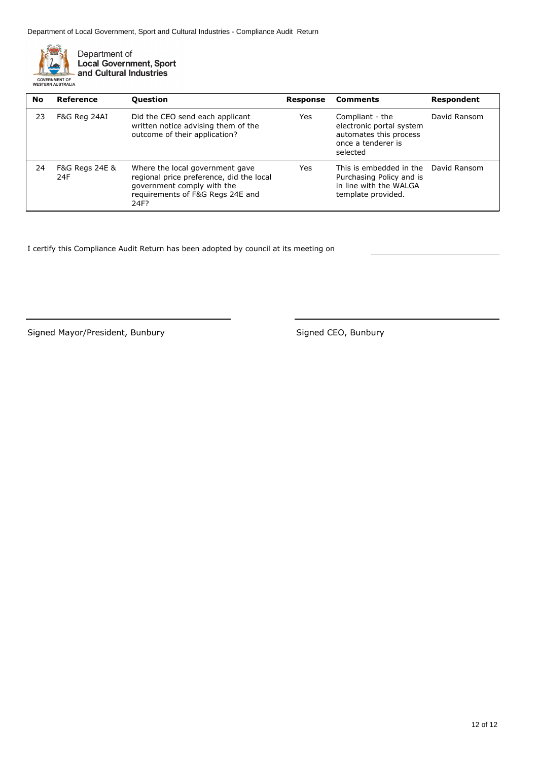| No | Reference | Question | Response | Comments | Respondent |
|---|---|---|---|---|---|
| 23 | F&G Reg 24AI | Did the CEO send each applicant written notice advising them of the outcome of their application? | Yes | Compliant - the electronic portal system automates this process once a tenderer is selected | David Ransom |
| 24 | F&G Regs 24E & 24F | Where the local government gave regional price preference, did the local government comply with the requirements of F&G Regs 24E and 24F? | Yes | This is embedded in the Purchasing Policy and is in line with the WALGA template provided. | David Ransom |

I certify this Compliance Audit Return has been adopted by council at its meeting on

Signed Mayor/President, Bunbury

Signed CEO, Bunbury